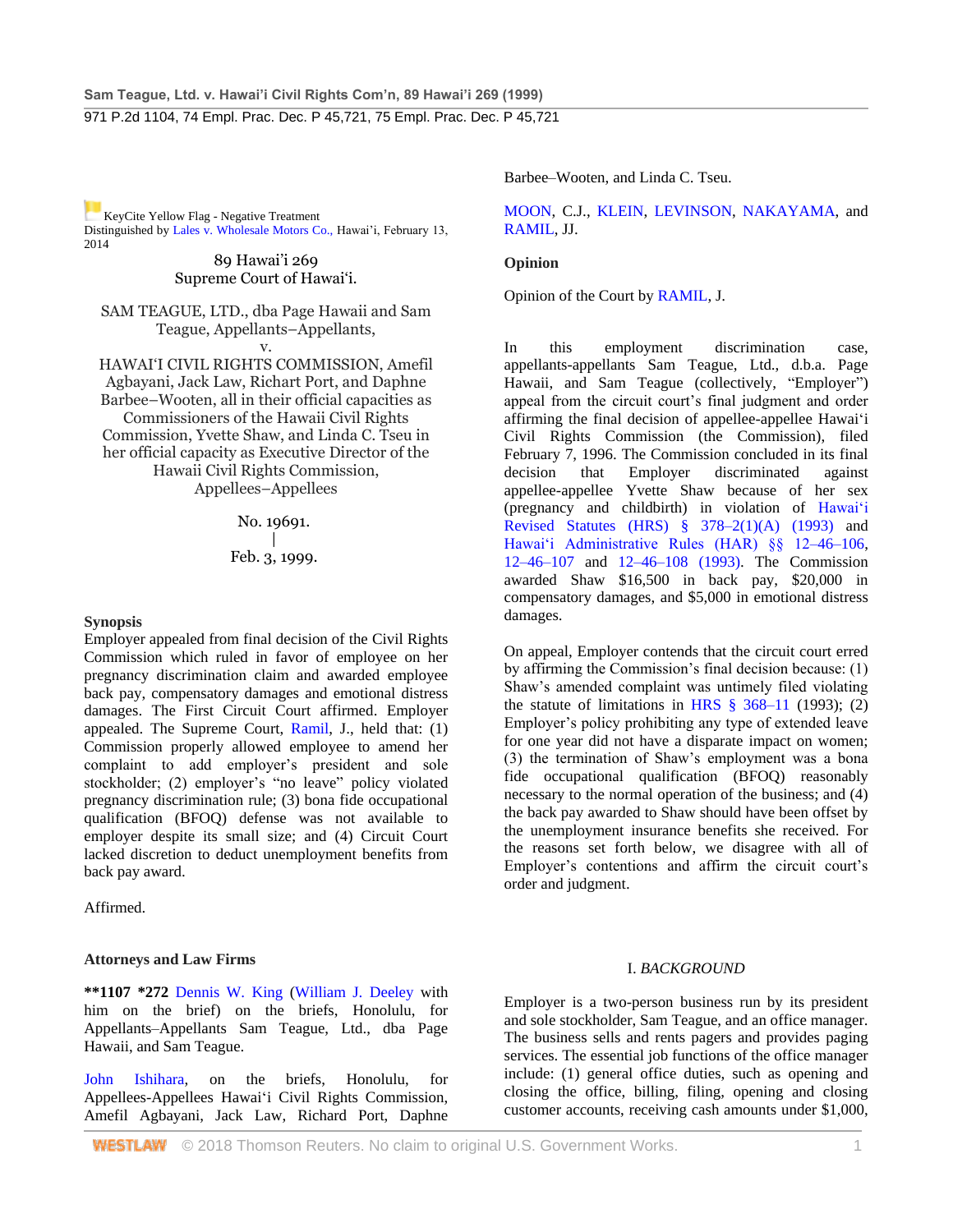KeyCite Yellow Flag - Negative Treatment
Distinguished by Lales v. Wholesale Motors Co., Hawai'i, February 13, 2014

89 Hawai'i 269
Supreme Court of Hawai'i.

SAM TEAGUE, LTD., dba Page Hawaii and Sam Teague, Appellants–Appellants,
v.
HAWAI'I CIVIL RIGHTS COMMISSION, Amefil Agbayani, Jack Law, Richart Port, and Daphne Barbee–Wooten, all in their official capacities as Commissioners of the Hawaii Civil Rights Commission, Yvette Shaw, and Linda C. Tseu in her official capacity as Executive Director of the Hawaii Civil Rights Commission, Appellees–Appellees

No. 19691.
|
Feb. 3, 1999.

**Synopsis**
Employer appealed from final decision of the Civil Rights Commission which ruled in favor of employee on her pregnancy discrimination claim and awarded employee back pay, compensatory damages and emotional distress damages. The First Circuit Court affirmed. Employer appealed. The Supreme Court, Ramil, J., held that: (1) Commission properly allowed employee to amend her complaint to add employer's president and sole stockholder; (2) employer's "no leave" policy violated pregnancy discrimination rule; (3) bona fide occupational qualification (BFOQ) defense was not available to employer despite its small size; and (4) Circuit Court lacked discretion to deduct unemployment benefits from back pay award.

Affirmed.

**Attorneys and Law Firms**

****1107 *272** Dennis W. King (William J. Deeley with him on the brief) on the briefs, Honolulu, for Appellants–Appellants Sam Teague, Ltd., dba Page Hawaii, and Sam Teague.

John Ishihara, on the briefs, Honolulu, for Appellees-Appellees Hawai'i Civil Rights Commission, Amefil Agbayani, Jack Law, Richard Port, Daphne Barbee–Wooten, and Linda C. Tseu.

MOON, C.J., KLEIN, LEVINSON, NAKAYAMA, and RAMIL, JJ.

**Opinion**

Opinion of the Court by RAMIL, J.

In this employment discrimination case, appellants-appellants Sam Teague, Ltd., d.b.a. Page Hawaii, and Sam Teague (collectively, "Employer") appeal from the circuit court's final judgment and order affirming the final decision of appellee-appellee Hawai'i Civil Rights Commission (the Commission), filed February 7, 1996. The Commission concluded in its final decision that Employer discriminated against appellee-appellee Yvette Shaw because of her sex (pregnancy and childbirth) in violation of Hawai'i Revised Statutes (HRS) § 378–2(1)(A) (1993) and Hawai'i Administrative Rules (HAR) §§ 12–46–106, 12–46–107 and 12–46–108 (1993). The Commission awarded Shaw $16,500 in back pay, $20,000 in compensatory damages, and $5,000 in emotional distress damages.

On appeal, Employer contends that the circuit court erred by affirming the Commission's final decision because: (1) Shaw's amended complaint was untimely filed violating the statute of limitations in HRS § 368–11 (1993); (2) Employer's policy prohibiting any type of extended leave for one year did not have a disparate impact on women; (3) the termination of Shaw's employment was a bona fide occupational qualification (BFOQ) reasonably necessary to the normal operation of the business; and (4) the back pay awarded to Shaw should have been offset by the unemployment insurance benefits she received. For the reasons set forth below, we disagree with all of Employer's contentions and affirm the circuit court's order and judgment.

## I. *BACKGROUND*

Employer is a two-person business run by its president and sole stockholder, Sam Teague, and an office manager. The business sells and rents pagers and provides paging services. The essential job functions of the office manager include: (1) general office duties, such as opening and closing the office, billing, filing, opening and closing customer accounts, receiving cash amounts under $1,000,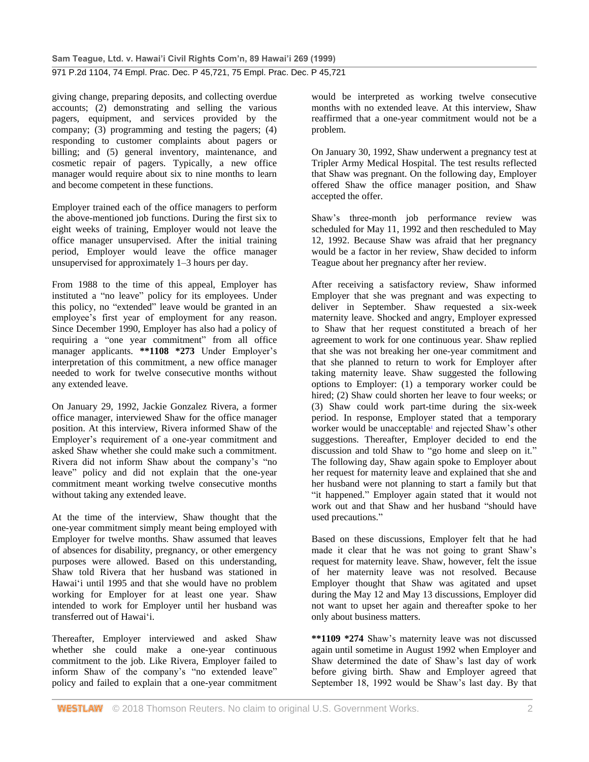giving change, preparing deposits, and collecting overdue accounts; (2) demonstrating and selling the various pagers, equipment, and services provided by the company; (3) programming and testing the pagers; (4) responding to customer complaints about pagers or billing; and (5) general inventory, maintenance, and cosmetic repair of pagers. Typically, a new office manager would require about six to nine months to learn and become competent in these functions.

Employer trained each of the office managers to perform the above-mentioned job functions. During the first six to eight weeks of training, Employer would not leave the office manager unsupervised. After the initial training period, Employer would leave the office manager unsupervised for approximately 1–3 hours per day.

From 1988 to the time of this appeal, Employer has instituted a "no leave" policy for its employees. Under this policy, no "extended" leave would be granted in an employee's first year of employment for any reason. Since December 1990, Employer has also had a policy of requiring a "one year commitment" from all office manager applicants. **\*\*1108 \*273** Under Employer's interpretation of this commitment, a new office manager needed to work for twelve consecutive months without any extended leave.

On January 29, 1992, Jackie Gonzalez Rivera, a former office manager, interviewed Shaw for the office manager position. At this interview, Rivera informed Shaw of the Employer's requirement of a one-year commitment and asked Shaw whether she could make such a commitment. Rivera did not inform Shaw about the company's "no leave" policy and did not explain that the one-year commitment meant working twelve consecutive months without taking any extended leave.

At the time of the interview, Shaw thought that the one-year commitment simply meant being employed with Employer for twelve months. Shaw assumed that leaves of absences for disability, pregnancy, or other emergency purposes were allowed. Based on this understanding, Shaw told Rivera that her husband was stationed in Hawai'i until 1995 and that she would have no problem working for Employer for at least one year. Shaw intended to work for Employer until her husband was transferred out of Hawai'i.

Thereafter, Employer interviewed and asked Shaw whether she could make a one-year continuous commitment to the job. Like Rivera, Employer failed to inform Shaw of the company's "no extended leave" policy and failed to explain that a one-year commitment would be interpreted as working twelve consecutive months with no extended leave. At this interview, Shaw reaffirmed that a one-year commitment would not be a problem.

On January 30, 1992, Shaw underwent a pregnancy test at Tripler Army Medical Hospital. The test results reflected that Shaw was pregnant. On the following day, Employer offered Shaw the office manager position, and Shaw accepted the offer.

Shaw's three-month job performance review was scheduled for May 11, 1992 and then rescheduled to May 12, 1992. Because Shaw was afraid that her pregnancy would be a factor in her review, Shaw decided to inform Teague about her pregnancy after her review.

After receiving a satisfactory review, Shaw informed Employer that she was pregnant and was expecting to deliver in September. Shaw requested a six-week maternity leave. Shocked and angry, Employer expressed to Shaw that her request constituted a breach of her agreement to work for one continuous year. Shaw replied that she was not breaking her one-year commitment and that she planned to return to work for Employer after taking maternity leave. Shaw suggested the following options to Employer: (1) a temporary worker could be hired; (2) Shaw could shorten her leave to four weeks; or (3) Shaw could work part-time during the six-week period. In response, Employer stated that a temporary worker would be unacceptable[1] and rejected Shaw's other suggestions. Thereafter, Employer decided to end the discussion and told Shaw to "go home and sleep on it." The following day, Shaw again spoke to Employer about her request for maternity leave and explained that she and her husband were not planning to start a family but that "it happened." Employer again stated that it would not work out and that Shaw and her husband "should have used precautions."

Based on these discussions, Employer felt that he had made it clear that he was not going to grant Shaw's request for maternity leave. Shaw, however, felt the issue of her maternity leave was not resolved. Because Employer thought that Shaw was agitated and upset during the May 12 and May 13 discussions, Employer did not want to upset her again and thereafter spoke to her only about business matters.

**\*\*1109 \*274** Shaw's maternity leave was not discussed again until sometime in August 1992 when Employer and Shaw determined the date of Shaw's last day of work before giving birth. Shaw and Employer agreed that September 18, 1992 would be Shaw's last day. By that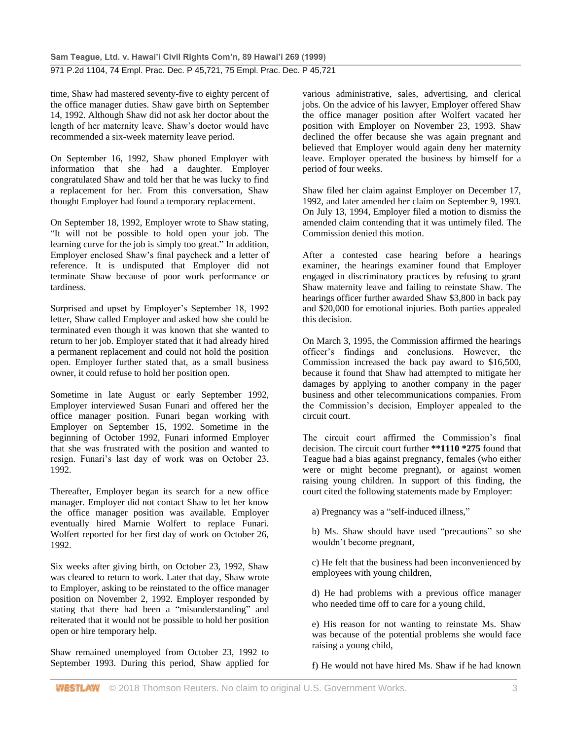time, Shaw had mastered seventy-five to eighty percent of the office manager duties. Shaw gave birth on September 14, 1992. Although Shaw did not ask her doctor about the length of her maternity leave, Shaw's doctor would have recommended a six-week maternity leave period.

On September 16, 1992, Shaw phoned Employer with information that she had a daughter. Employer congratulated Shaw and told her that he was lucky to find a replacement for her. From this conversation, Shaw thought Employer had found a temporary replacement.

On September 18, 1992, Employer wrote to Shaw stating, "It will not be possible to hold open your job. The learning curve for the job is simply too great." In addition, Employer enclosed Shaw's final paycheck and a letter of reference. It is undisputed that Employer did not terminate Shaw because of poor work performance or tardiness.

Surprised and upset by Employer's September 18, 1992 letter, Shaw called Employer and asked how she could be terminated even though it was known that she wanted to return to her job. Employer stated that it had already hired a permanent replacement and could not hold the position open. Employer further stated that, as a small business owner, it could refuse to hold her position open.

Sometime in late August or early September 1992, Employer interviewed Susan Funari and offered her the office manager position. Funari began working with Employer on September 15, 1992. Sometime in the beginning of October 1992, Funari informed Employer that she was frustrated with the position and wanted to resign. Funari's last day of work was on October 23, 1992.

Thereafter, Employer began its search for a new office manager. Employer did not contact Shaw to let her know the office manager position was available. Employer eventually hired Marnie Wolfert to replace Funari. Wolfert reported for her first day of work on October 26, 1992.

Six weeks after giving birth, on October 23, 1992, Shaw was cleared to return to work. Later that day, Shaw wrote to Employer, asking to be reinstated to the office manager position on November 2, 1992. Employer responded by stating that there had been a "misunderstanding" and reiterated that it would not be possible to hold her position open or hire temporary help.

Shaw remained unemployed from October 23, 1992 to September 1993. During this period, Shaw applied for various administrative, sales, advertising, and clerical jobs. On the advice of his lawyer, Employer offered Shaw the office manager position after Wolfert vacated her position with Employer on November 23, 1993. Shaw declined the offer because she was again pregnant and believed that Employer would again deny her maternity leave. Employer operated the business by himself for a period of four weeks.

Shaw filed her claim against Employer on December 17, 1992, and later amended her claim on September 9, 1993. On July 13, 1994, Employer filed a motion to dismiss the amended claim contending that it was untimely filed. The Commission denied this motion.

After a contested case hearing before a hearings examiner, the hearings examiner found that Employer engaged in discriminatory practices by refusing to grant Shaw maternity leave and failing to reinstate Shaw. The hearings officer further awarded Shaw $3,800 in back pay and $20,000 for emotional injuries. Both parties appealed this decision.

On March 3, 1995, the Commission affirmed the hearings officer's findings and conclusions. However, the Commission increased the back pay award to $16,500, because it found that Shaw had attempted to mitigate her damages by applying to another company in the pager business and other telecommunications companies. From the Commission's decision, Employer appealed to the circuit court.

The circuit court affirmed the Commission's final decision. The circuit court further **\*\*1110 \*275** found that Teague had a bias against pregnancy, females (who either were or might become pregnant), or against women raising young children. In support of this finding, the court cited the following statements made by Employer:

a) Pregnancy was a "self-induced illness,"

b) Ms. Shaw should have used "precautions" so she wouldn't become pregnant,

c) He felt that the business had been inconvenienced by employees with young children,

d) He had problems with a previous office manager who needed time off to care for a young child,

e) His reason for not wanting to reinstate Ms. Shaw was because of the potential problems she would face raising a young child,

f) He would not have hired Ms. Shaw if he had known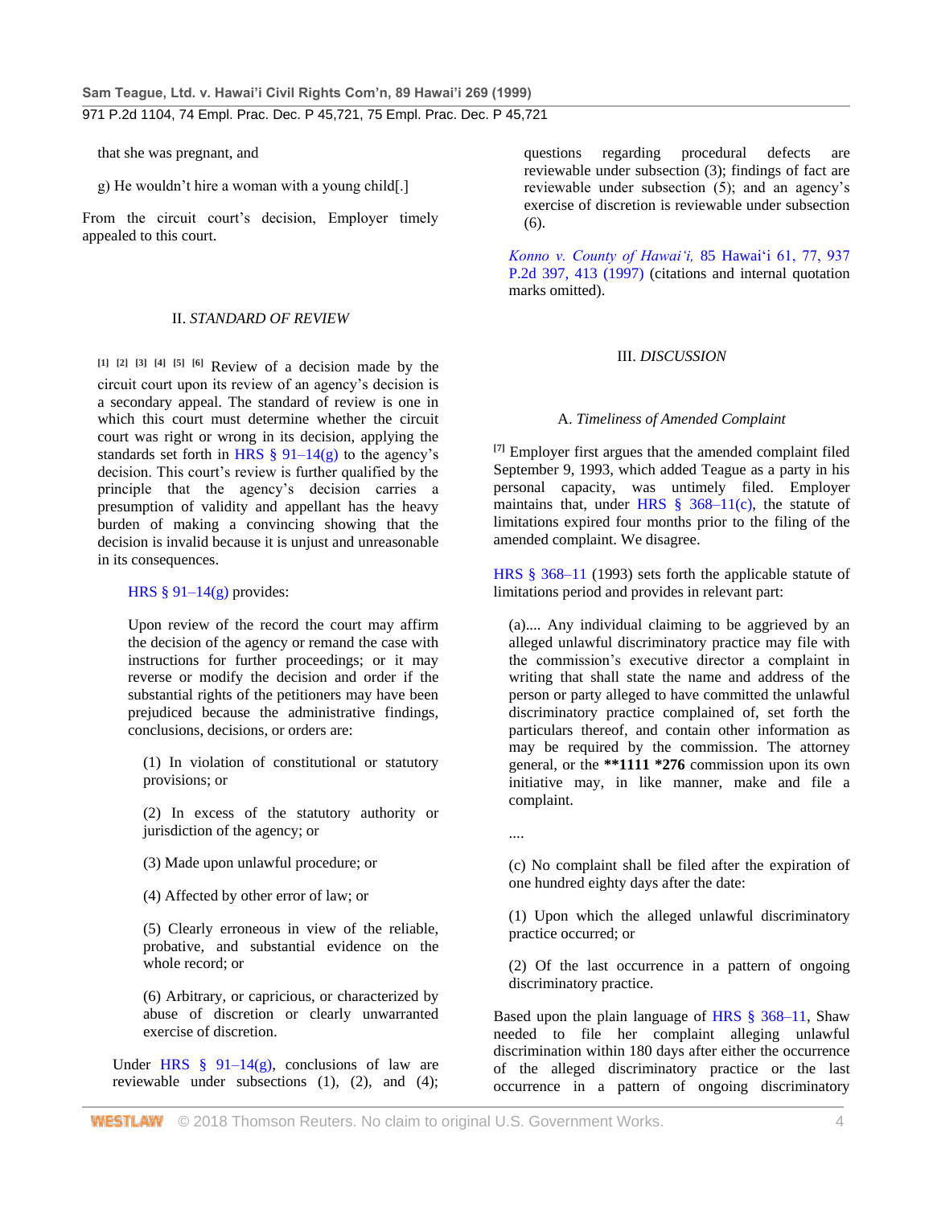that she was pregnant, and

g) He wouldn't hire a woman with a young child[.]

From the circuit court's decision, Employer timely appealed to this court.

## II. *STANDARD OF REVIEW*

[1] [2] [3] [4] [5] [6] Review of a decision made by the circuit court upon its review of an agency's decision is a secondary appeal. The standard of review is one in which this court must determine whether the circuit court was right or wrong in its decision, applying the standards set forth in HRS § 91–14(g) to the agency's decision. This court's review is further qualified by the principle that the agency's decision carries a presumption of validity and appellant has the heavy burden of making a convincing showing that the decision is invalid because it is unjust and unreasonable in its consequences.

> HRS § 91–14(g) provides:
>
> Upon review of the record the court may affirm the decision of the agency or remand the case with instructions for further proceedings; or it may reverse or modify the decision and order if the substantial rights of the petitioners may have been prejudiced because the administrative findings, conclusions, decisions, or orders are:
>
> (1) In violation of constitutional or statutory provisions; or
>
> (2) In excess of the statutory authority or jurisdiction of the agency; or
>
> (3) Made upon unlawful procedure; or
>
> (4) Affected by other error of law; or
>
> (5) Clearly erroneous in view of the reliable, probative, and substantial evidence on the whole record; or
>
> (6) Arbitrary, or capricious, or characterized by abuse of discretion or clearly unwarranted exercise of discretion.
>
> Under HRS § 91–14(g), conclusions of law are reviewable under subsections (1), (2), and (4); questions regarding procedural defects are reviewable under subsection (3); findings of fact are reviewable under subsection (5); and an agency's exercise of discretion is reviewable under subsection (6).

*Konno v. County of Hawai'i,* 85 Hawai'i 61, 77, 937 P.2d 397, 413 (1997) (citations and internal quotation marks omitted).

## III. *DISCUSSION*

### A. *Timeliness of Amended Complaint*

[7] Employer first argues that the amended complaint filed September 9, 1993, which added Teague as a party in his personal capacity, was untimely filed. Employer maintains that, under HRS § 368–11(c), the statute of limitations expired four months prior to the filing of the amended complaint. We disagree.

HRS § 368–11 (1993) sets forth the applicable statute of limitations period and provides in relevant part:

> (a).... Any individual claiming to be aggrieved by an alleged unlawful discriminatory practice may file with the commission's executive director a complaint in writing that shall state the name and address of the person or party alleged to have committed the unlawful discriminatory practice complained of, set forth the particulars thereof, and contain other information as may be required by the commission. The attorney general, or the **1111 *276 commission upon its own initiative may, in like manner, make and file a complaint.
>
> ....
>
> (c) No complaint shall be filed after the expiration of one hundred eighty days after the date:
>
> (1) Upon which the alleged unlawful discriminatory practice occurred; or
>
> (2) Of the last occurrence in a pattern of ongoing discriminatory practice.

Based upon the plain language of HRS § 368–11, Shaw needed to file her complaint alleging unlawful discrimination within 180 days after either the occurrence of the alleged discriminatory practice or the last occurrence in a pattern of ongoing discriminatory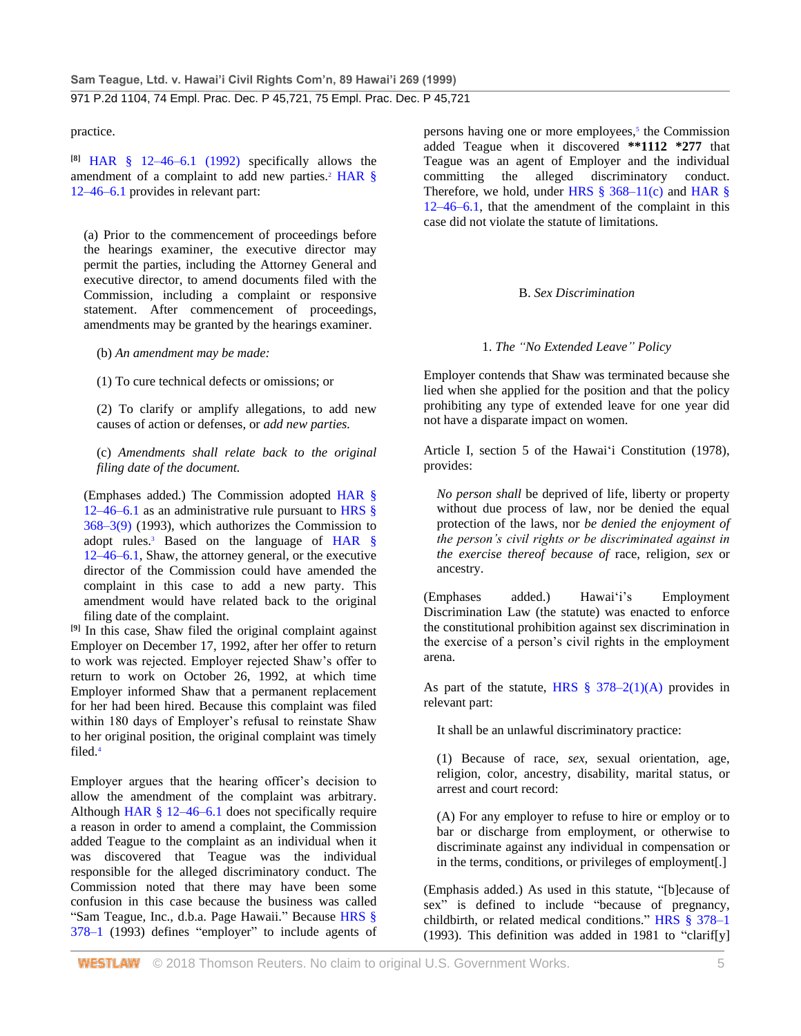practice.

[8] HAR § 12–46–6.1 (1992) specifically allows the amendment of a complaint to add new parties.[2] HAR § 12–46–6.1 provides in relevant part:

> (a) Prior to the commencement of proceedings before the hearings examiner, the executive director may permit the parties, including the Attorney General and executive director, to amend documents filed with the Commission, including a complaint or responsive statement. After commencement of proceedings, amendments may be granted by the hearings examiner.
>
> (b) *An amendment may be made:*
>
> (1) To cure technical defects or omissions; or
>
> (2) To clarify or amplify allegations, to add new causes of action or defenses, or *add new parties.*
>
> (c) *Amendments shall relate back to the original filing date of the document.*

(Emphases added.) The Commission adopted HAR § 12–46–6.1 as an administrative rule pursuant to HRS § 368–3(9) (1993), which authorizes the Commission to adopt rules.[3] Based on the language of HAR § 12–46–6.1, Shaw, the attorney general, or the executive director of the Commission could have amended the complaint in this case to add a new party. This amendment would have related back to the original filing date of the complaint.

[9] In this case, Shaw filed the original complaint against Employer on December 17, 1992, after her offer to return to work was rejected. Employer rejected Shaw's offer to return to work on October 26, 1992, at which time Employer informed Shaw that a permanent replacement for her had been hired. Because this complaint was filed within 180 days of Employer's refusal to reinstate Shaw to her original position, the original complaint was timely filed.[4]

Employer argues that the hearing officer's decision to allow the amendment of the complaint was arbitrary. Although HAR § 12–46–6.1 does not specifically require a reason in order to amend a complaint, the Commission added Teague to the complaint as an individual when it was discovered that Teague was the individual responsible for the alleged discriminatory conduct. The Commission noted that there may have been some confusion in this case because the business was called "Sam Teague, Inc., d.b.a. Page Hawaii." Because HRS § 378–1 (1993) defines "employer" to include agents of persons having one or more employees,[5] the Commission added Teague when it discovered **1112 *277 that Teague was an agent of Employer and the individual committing the alleged discriminatory conduct. Therefore, we hold, under HRS § 368–11(c) and HAR § 12–46–6.1, that the amendment of the complaint in this case did not violate the statute of limitations.

### B. *Sex Discrimination*

#### 1. *The "No Extended Leave" Policy*

Employer contends that Shaw was terminated because she lied when she applied for the position and that the policy prohibiting any type of extended leave for one year did not have a disparate impact on women.

Article I, section 5 of the Hawai'i Constitution (1978), provides:

> *No person shall* be deprived of life, liberty or property without due process of law, nor be denied the equal protection of the laws, nor *be denied the enjoyment of the person's civil rights or be discriminated against in the exercise thereof because of* race, religion, *sex* or ancestry.

(Emphases added.) Hawai'i's Employment Discrimination Law (the statute) was enacted to enforce the constitutional prohibition against sex discrimination in the exercise of a person's civil rights in the employment arena.

As part of the statute, HRS § 378–2(1)(A) provides in relevant part:

> It shall be an unlawful discriminatory practice:
>
> (1) Because of race, *sex,* sexual orientation, age, religion, color, ancestry, disability, marital status, or arrest and court record:
>
> (A) For any employer to refuse to hire or employ or to bar or discharge from employment, or otherwise to discriminate against any individual in compensation or in the terms, conditions, or privileges of employment[.]

(Emphasis added.) As used in this statute, "[b]ecause of sex" is defined to include "because of pregnancy, childbirth, or related medical conditions." HRS § 378–1 (1993). This definition was added in 1981 to "clarif[y]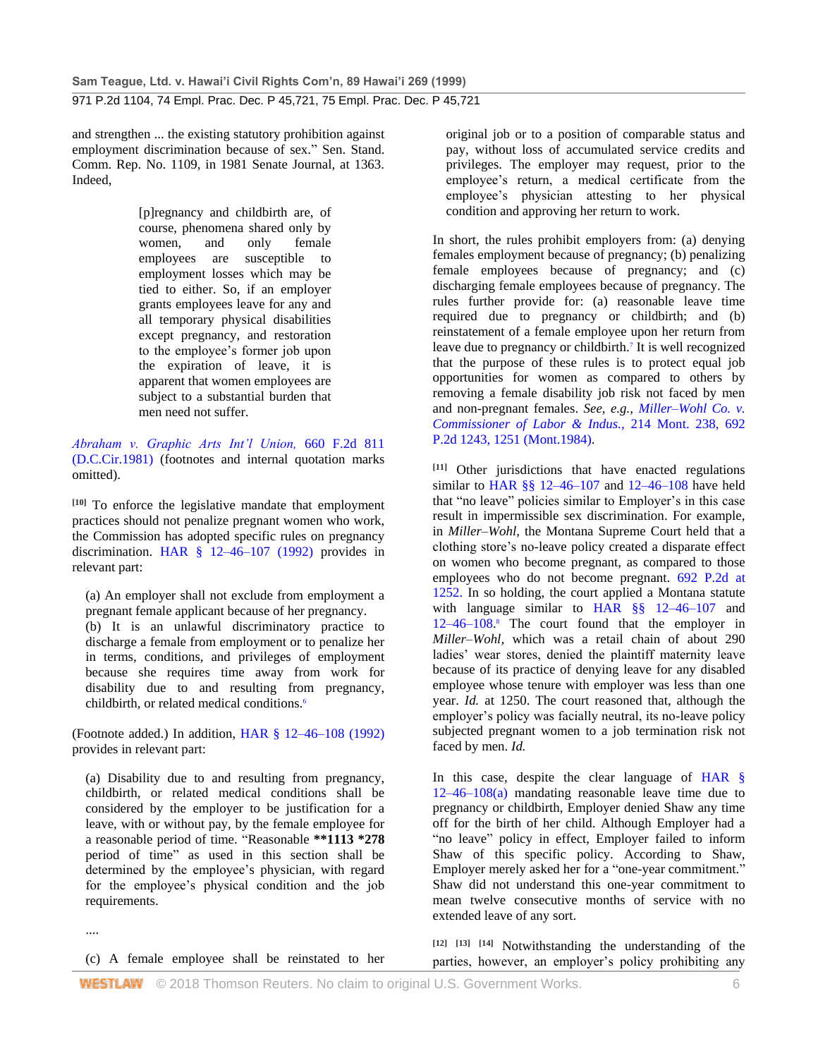and strengthen ... the existing statutory prohibition against employment discrimination because of sex." Sen. Stand. Comm. Rep. No. 1109, in 1981 Senate Journal, at 1363. Indeed,

> [p]regnancy and childbirth are, of course, phenomena shared only by women, and only female employees are susceptible to employment losses which may be tied to either. So, if an employer grants employees leave for any and all temporary physical disabilities except pregnancy, and restoration to the employee's former job upon the expiration of leave, it is apparent that women employees are subject to a substantial burden that men need not suffer.

*Abraham v. Graphic Arts Int'l Union,* 660 F.2d 811 (D.C.Cir.1981) (footnotes and internal quotation marks omitted).

**[10]** To enforce the legislative mandate that employment practices should not penalize pregnant women who work, the Commission has adopted specific rules on pregnancy discrimination. HAR § 12–46–107 (1992) provides in relevant part:

> (a) An employer shall not exclude from employment a pregnant female applicant because of her pregnancy.
> (b) It is an unlawful discriminatory practice to discharge a female from employment or to penalize her in terms, conditions, and privileges of employment because she requires time away from work for disability due to and resulting from pregnancy, childbirth, or related medical conditions.[6]

(Footnote added.) In addition, HAR § 12–46–108 (1992) provides in relevant part:

> (a) Disability due to and resulting from pregnancy, childbirth, or related medical conditions shall be considered by the employer to be justification for a leave, with or without pay, by the female employee for a reasonable period of time. "Reasonable **\*\*1113 \*278** period of time" as used in this section shall be determined by the employee's physician, with regard for the employee's physical condition and the job requirements.
>
> ....
>
> (c) A female employee shall be reinstated to her original job or to a position of comparable status and pay, without loss of accumulated service credits and privileges. The employer may request, prior to the employee's return, a medical certificate from the employee's physician attesting to her physical condition and approving her return to work.

In short, the rules prohibit employers from: (a) denying females employment because of pregnancy; (b) penalizing female employees because of pregnancy; and (c) discharging female employees because of pregnancy. The rules further provide for: (a) reasonable leave time required due to pregnancy or childbirth; and (b) reinstatement of a female employee upon her return from leave due to pregnancy or childbirth.[7] It is well recognized that the purpose of these rules is to protect equal job opportunities for women as compared to others by removing a female disability job risk not faced by men and non-pregnant females. *See, e.g., Miller–Wohl Co. v. Commissioner of Labor & Indus.,* 214 Mont. 238, 692 P.2d 1243, 1251 (Mont.1984).

**[11]** Other jurisdictions that have enacted regulations similar to HAR §§ 12–46–107 and 12–46–108 have held that "no leave" policies similar to Employer's in this case result in impermissible sex discrimination. For example, in *Miller–Wohl,* the Montana Supreme Court held that a clothing store's no-leave policy created a disparate effect on women who become pregnant, as compared to those employees who do not become pregnant. 692 P.2d at 1252. In so holding, the court applied a Montana statute with language similar to HAR §§ 12–46–107 and 12–46–108.[8] The court found that the employer in *Miller–Wohl,* which was a retail chain of about 290 ladies' wear stores, denied the plaintiff maternity leave because of its practice of denying leave for any disabled employee whose tenure with employer was less than one year. *Id.* at 1250. The court reasoned that, although the employer's policy was facially neutral, its no-leave policy subjected pregnant women to a job termination risk not faced by men. *Id.*

In this case, despite the clear language of HAR § 12–46–108(a) mandating reasonable leave time due to pregnancy or childbirth, Employer denied Shaw any time off for the birth of her child. Although Employer had a "no leave" policy in effect, Employer failed to inform Shaw of this specific policy. According to Shaw, Employer merely asked her for a "one-year commitment." Shaw did not understand this one-year commitment to mean twelve consecutive months of service with no extended leave of any sort.

**[12] [13] [14]** Notwithstanding the understanding of the parties, however, an employer's policy prohibiting any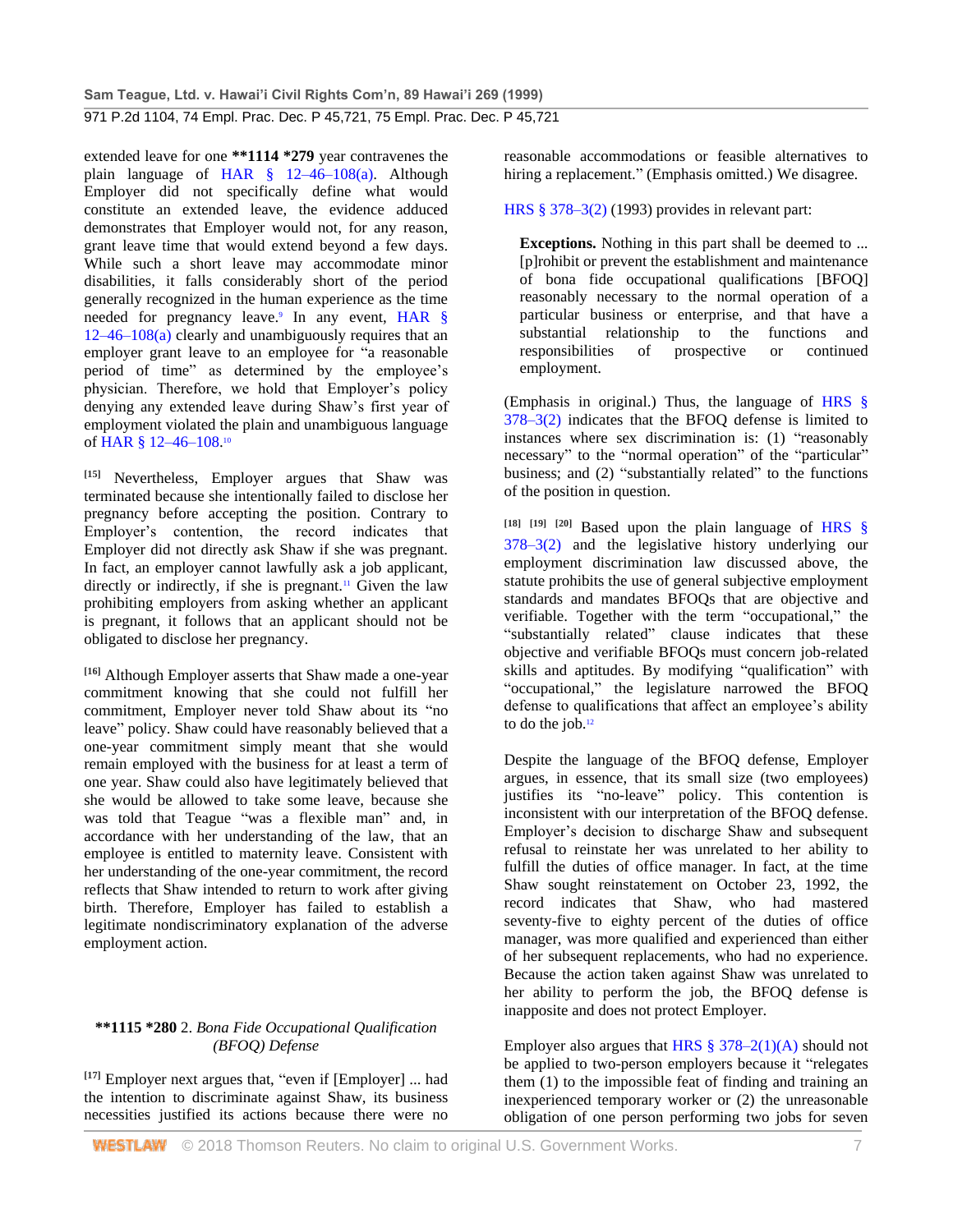extended leave for one **1114 *279 year contravenes the plain language of HAR § 12–46–108(a). Although Employer did not specifically define what would constitute an extended leave, the evidence adduced demonstrates that Employer would not, for any reason, grant leave time that would extend beyond a few days. While such a short leave may accommodate minor disabilities, it falls considerably short of the period generally recognized in the human experience as the time needed for pregnancy leave.[9] In any event, HAR § 12–46–108(a) clearly and unambiguously requires that an employer grant leave to an employee for "a reasonable period of time" as determined by the employee's physician. Therefore, we hold that Employer's policy denying any extended leave during Shaw's first year of employment violated the plain and unambiguous language of HAR § 12–46–108.[10]

[15] Nevertheless, Employer argues that Shaw was terminated because she intentionally failed to disclose her pregnancy before accepting the position. Contrary to Employer's contention, the record indicates that Employer did not directly ask Shaw if she was pregnant. In fact, an employer cannot lawfully ask a job applicant, directly or indirectly, if she is pregnant.[11] Given the law prohibiting employers from asking whether an applicant is pregnant, it follows that an applicant should not be obligated to disclose her pregnancy.

[16] Although Employer asserts that Shaw made a one-year commitment knowing that she could not fulfill her commitment, Employer never told Shaw about its "no leave" policy. Shaw could have reasonably believed that a one-year commitment simply meant that she would remain employed with the business for at least a term of one year. Shaw could also have legitimately believed that she would be allowed to take some leave, because she was told that Teague "was a flexible man" and, in accordance with her understanding of the law, that an employee is entitled to maternity leave. Consistent with her understanding of the one-year commitment, the record reflects that Shaw intended to return to work after giving birth. Therefore, Employer has failed to establish a legitimate nondiscriminatory explanation of the adverse employment action.

**1115 *280 2. *Bona Fide Occupational Qualification (BFOQ) Defense*

[17] Employer next argues that, "even if [Employer] ... had the intention to discriminate against Shaw, its business necessities justified its actions because there were no reasonable accommodations or feasible alternatives to hiring a replacement." (Emphasis omitted.) We disagree.

HRS § 378–3(2) (1993) provides in relevant part:

> **Exceptions.** Nothing in this part shall be deemed to ... [p]rohibit or prevent the establishment and maintenance of bona fide occupational qualifications [BFOQ] reasonably necessary to the normal operation of a particular business or enterprise, and that have a substantial relationship to the functions and responsibilities of prospective or continued employment.

(Emphasis in original.) Thus, the language of HRS § 378–3(2) indicates that the BFOQ defense is limited to instances where sex discrimination is: (1) "reasonably necessary" to the "normal operation" of the "particular" business; and (2) "substantially related" to the functions of the position in question.

[18] [19] [20] Based upon the plain language of HRS § 378–3(2) and the legislative history underlying our employment discrimination law discussed above, the statute prohibits the use of general subjective employment standards and mandates BFOQs that are objective and verifiable. Together with the term "occupational," the "substantially related" clause indicates that these objective and verifiable BFOQs must concern job-related skills and aptitudes. By modifying "qualification" with "occupational," the legislature narrowed the BFOQ defense to qualifications that affect an employee's ability to do the job.[12]

Despite the language of the BFOQ defense, Employer argues, in essence, that its small size (two employees) justifies its "no-leave" policy. This contention is inconsistent with our interpretation of the BFOQ defense. Employer's decision to discharge Shaw and subsequent refusal to reinstate her was unrelated to her ability to fulfill the duties of office manager. In fact, at the time Shaw sought reinstatement on October 23, 1992, the record indicates that Shaw, who had mastered seventy-five to eighty percent of the duties of office manager, was more qualified and experienced than either of her subsequent replacements, who had no experience. Because the action taken against Shaw was unrelated to her ability to perform the job, the BFOQ defense is inapposite and does not protect Employer.

Employer also argues that HRS § 378–2(1)(A) should not be applied to two-person employers because it "relegates them (1) to the impossible feat of finding and training an inexperienced temporary worker or (2) the unreasonable obligation of one person performing two jobs for seven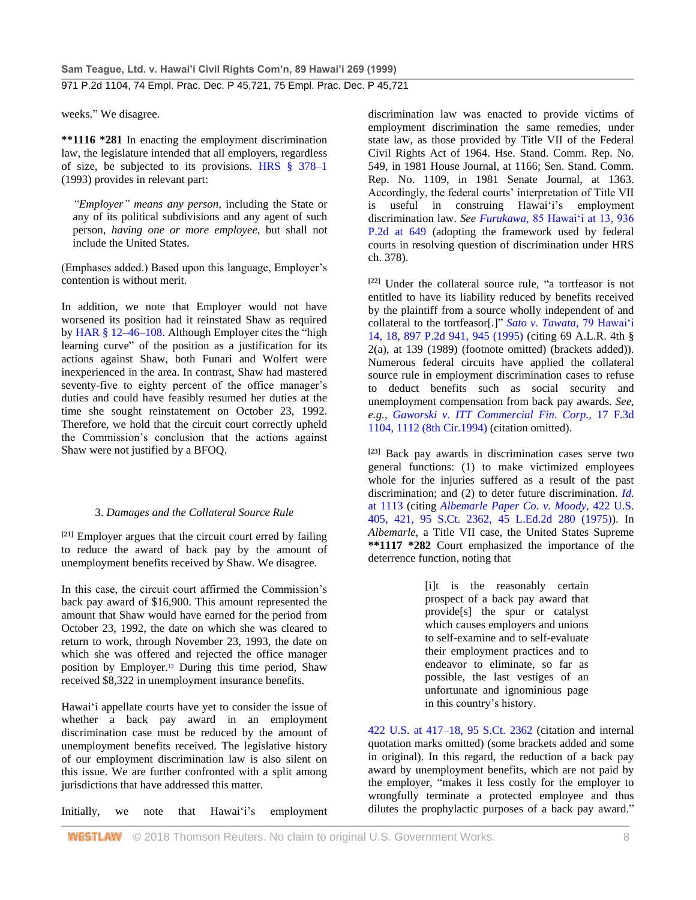weeks." We disagree.

**\*\*1116 \*281** In enacting the employment discrimination law, the legislature intended that all employers, regardless of size, be subjected to its provisions. HRS § 378–1 (1993) provides in relevant part:

> *"Employer" means any person,* including the State or any of its political subdivisions and any agent of such person, *having one or more employee,* but shall not include the United States.

(Emphases added.) Based upon this language, Employer's contention is without merit.

In addition, we note that Employer would not have worsened its position had it reinstated Shaw as required by HAR § 12–46–108. Although Employer cites the "high learning curve" of the position as a justification for its actions against Shaw, both Funari and Wolfert were inexperienced in the area. In contrast, Shaw had mastered seventy-five to eighty percent of the office manager's duties and could have feasibly resumed her duties at the time she sought reinstatement on October 23, 1992. Therefore, we hold that the circuit court correctly upheld the Commission's conclusion that the actions against Shaw were not justified by a BFOQ.

### 3. *Damages and the Collateral Source Rule*

[21] Employer argues that the circuit court erred by failing to reduce the award of back pay by the amount of unemployment benefits received by Shaw. We disagree.

In this case, the circuit court affirmed the Commission's back pay award of $16,900. This amount represented the amount that Shaw would have earned for the period from October 23, 1992, the date on which she was cleared to return to work, through November 23, 1993, the date on which she was offered and rejected the office manager position by Employer.[13] During this time period, Shaw received $8,322 in unemployment insurance benefits.

Hawai'i appellate courts have yet to consider the issue of whether a back pay award in an employment discrimination case must be reduced by the amount of unemployment benefits received. The legislative history of our employment discrimination law is also silent on this issue. We are further confronted with a split among jurisdictions that have addressed this matter.

Initially, we note that Hawai'i's employment discrimination law was enacted to provide victims of employment discrimination the same remedies, under state law, as those provided by Title VII of the Federal Civil Rights Act of 1964. Hse. Stand. Comm. Rep. No. 549, in 1981 House Journal, at 1166; Sen. Stand. Comm. Rep. No. 1109, in 1981 Senate Journal, at 1363. Accordingly, the federal courts' interpretation of Title VII is useful in construing Hawai'i's employment discrimination law. *See Furukawa,* 85 Hawai'i at 13, 936 P.2d at 649 (adopting the framework used by federal courts in resolving question of discrimination under HRS ch. 378).

[22] Under the collateral source rule, "a tortfeasor is not entitled to have its liability reduced by benefits received by the plaintiff from a source wholly independent of and collateral to the tortfeasor[.]" *Sato v. Tawata,* 79 Hawai'i 14, 18, 897 P.2d 941, 945 (1995) (citing 69 A.L.R. 4th § 2(a), at 139 (1989) (footnote omitted) (brackets added)). Numerous federal circuits have applied the collateral source rule in employment discrimination cases to refuse to deduct benefits such as social security and unemployment compensation from back pay awards. *See, e.g., Gaworski v. ITT Commercial Fin. Corp.,* 17 F.3d 1104, 1112 (8th Cir.1994) (citation omitted).

[23] Back pay awards in discrimination cases serve two general functions: (1) to make victimized employees whole for the injuries suffered as a result of the past discrimination; and (2) to deter future discrimination. *Id.* at 1113 (citing *Albemarle Paper Co. v. Moody,* 422 U.S. 405, 421, 95 S.Ct. 2362, 45 L.Ed.2d 280 (1975)). In *Albemarle,* a Title VII case, the United States Supreme **\*\*1117 \*282** Court emphasized the importance of the deterrence function, noting that

> [i]t is the reasonably certain prospect of a back pay award that provide[s] the spur or catalyst which causes employers and unions to self-examine and to self-evaluate their employment practices and to endeavor to eliminate, so far as possible, the last vestiges of an unfortunate and ignominious page in this country's history.

422 U.S. at 417–18, 95 S.Ct. 2362 (citation and internal quotation marks omitted) (some brackets added and some in original). In this regard, the reduction of a back pay award by unemployment benefits, which are not paid by the employer, "makes it less costly for the employer to wrongfully terminate a protected employee and thus dilutes the prophylactic purposes of a back pay award."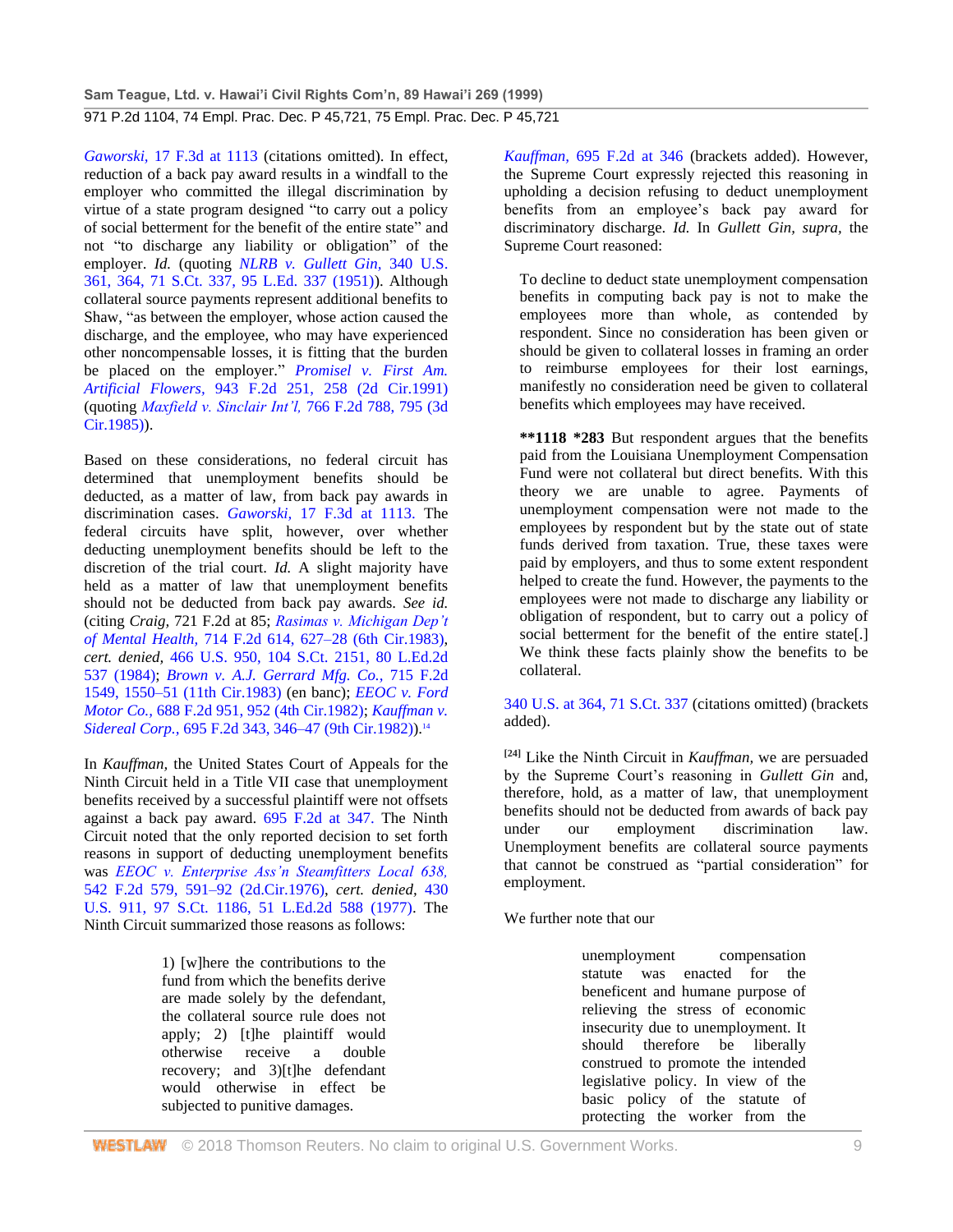*Gaworski,* 17 F.3d at 1113 (citations omitted). In effect, reduction of a back pay award results in a windfall to the employer who committed the illegal discrimination by virtue of a state program designed "to carry out a policy of social betterment for the benefit of the entire state" and not "to discharge any liability or obligation" of the employer. *Id.* (quoting *NLRB v. Gullett Gin,* 340 U.S. 361, 364, 71 S.Ct. 337, 95 L.Ed. 337 (1951)). Although collateral source payments represent additional benefits to Shaw, "as between the employer, whose action caused the discharge, and the employee, who may have experienced other noncompensable losses, it is fitting that the burden be placed on the employer." *Promisel v. First Am. Artificial Flowers,* 943 F.2d 251, 258 (2d Cir.1991) (quoting *Maxfield v. Sinclair Int'l,* 766 F.2d 788, 795 (3d Cir.1985)).

Based on these considerations, no federal circuit has determined that unemployment benefits should be deducted, as a matter of law, from back pay awards in discrimination cases. *Gaworski,* 17 F.3d at 1113. The federal circuits have split, however, over whether deducting unemployment benefits should be left to the discretion of the trial court. *Id.* A slight majority have held as a matter of law that unemployment benefits should not be deducted from back pay awards. *See id.* (citing *Craig,* 721 F.2d at 85; *Rasimas v. Michigan Dep't of Mental Health,* 714 F.2d 614, 627–28 (6th Cir.1983), *cert. denied,* 466 U.S. 950, 104 S.Ct. 2151, 80 L.Ed.2d 537 (1984); *Brown v. A.J. Gerrard Mfg. Co.,* 715 F.2d 1549, 1550–51 (11th Cir.1983) (en banc); *EEOC v. Ford Motor Co.,* 688 F.2d 951, 952 (4th Cir.1982); *Kauffman v. Sidereal Corp.,* 695 F.2d 343, 346–47 (9th Cir.1982)).[14]

In *Kauffman,* the United States Court of Appeals for the Ninth Circuit held in a Title VII case that unemployment benefits received by a successful plaintiff were not offsets against a back pay award. 695 F.2d at 347. The Ninth Circuit noted that the only reported decision to set forth reasons in support of deducting unemployment benefits was *EEOC v. Enterprise Ass'n Steamfitters Local 638,* 542 F.2d 579, 591–92 (2d.Cir.1976), *cert. denied,* 430 U.S. 911, 97 S.Ct. 1186, 51 L.Ed.2d 588 (1977). The Ninth Circuit summarized those reasons as follows:

> 1) [w]here the contributions to the fund from which the benefits derive are made solely by the defendant, the collateral source rule does not apply; 2) [t]he plaintiff would otherwise receive a double recovery; and 3)[t]he defendant would otherwise in effect be subjected to punitive damages.

*Kauffman,* 695 F.2d at 346 (brackets added). However, the Supreme Court expressly rejected this reasoning in upholding a decision refusing to deduct unemployment benefits from an employee's back pay award for discriminatory discharge. *Id.* In *Gullett Gin, supra,* the Supreme Court reasoned:

> To decline to deduct state unemployment compensation benefits in computing back pay is not to make the employees more than whole, as contended by respondent. Since no consideration has been given or should be given to collateral losses in framing an order to reimburse employees for their lost earnings, manifestly no consideration need be given to collateral benefits which employees may have received.
>
> **\*\*1118 \*283** But respondent argues that the benefits paid from the Louisiana Unemployment Compensation Fund were not collateral but direct benefits. With this theory we are unable to agree. Payments of unemployment compensation were not made to the employees by respondent but by the state out of state funds derived from taxation. True, these taxes were paid by employers, and thus to some extent respondent helped to create the fund. However, the payments to the employees were not made to discharge any liability or obligation of respondent, but to carry out a policy of social betterment for the benefit of the entire state[.] We think these facts plainly show the benefits to be collateral.

340 U.S. at 364, 71 S.Ct. 337 (citations omitted) (brackets added).

**[24]** Like the Ninth Circuit in *Kauffman,* we are persuaded by the Supreme Court's reasoning in *Gullett Gin* and, therefore, hold, as a matter of law, that unemployment benefits should not be deducted from awards of back pay under our employment discrimination law. Unemployment benefits are collateral source payments that cannot be construed as "partial consideration" for employment.

We further note that our

> unemployment compensation statute was enacted for the beneficent and humane purpose of relieving the stress of economic insecurity due to unemployment. It should therefore be liberally construed to promote the intended legislative policy. In view of the basic policy of the statute of protecting the worker from the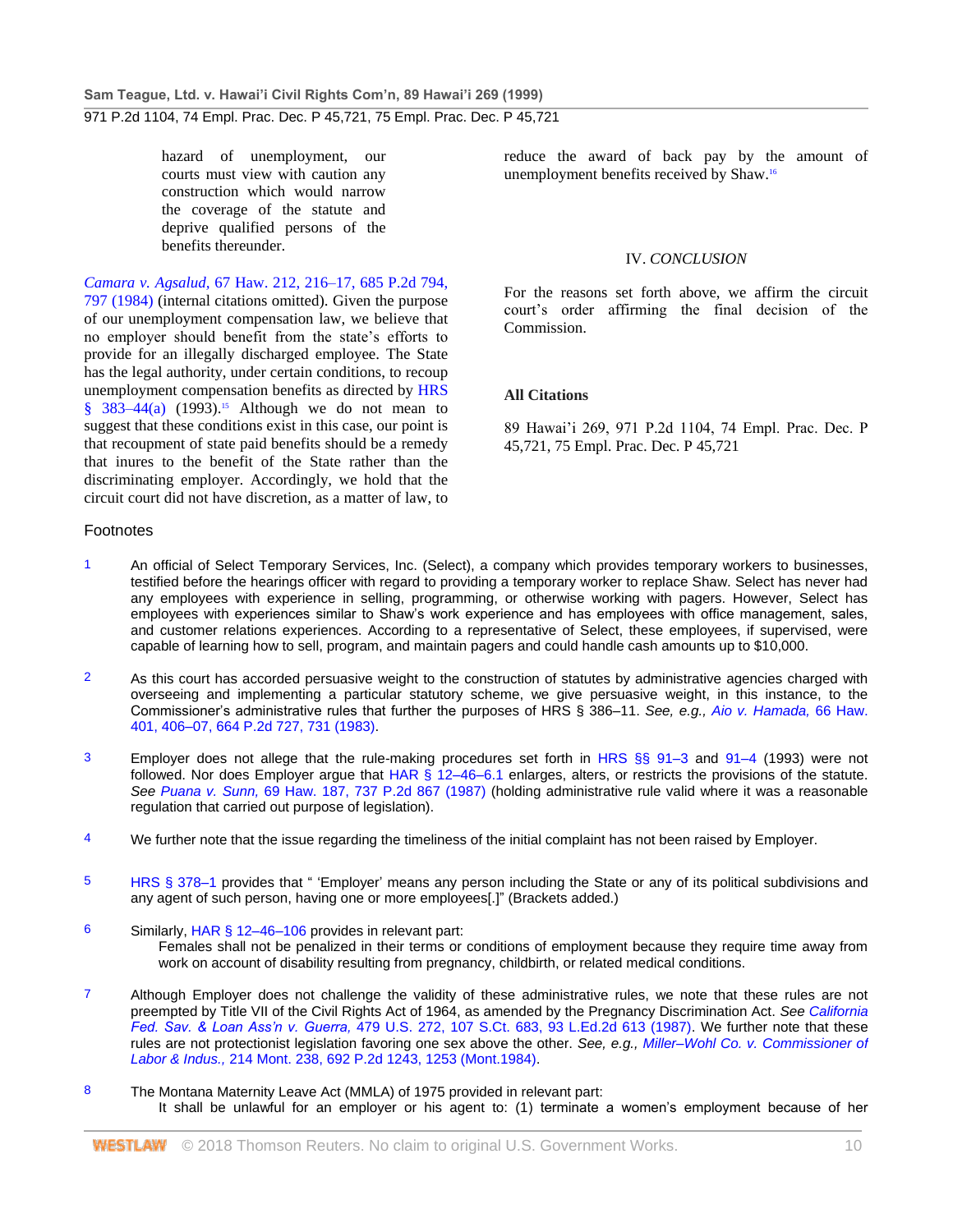> hazard of unemployment, our courts must view with caution any construction which would narrow the coverage of the statute and deprive qualified persons of the benefits thereunder.

*Camara v. Agsalud,* 67 Haw. 212, 216–17, 685 P.2d 794, 797 (1984) (internal citations omitted). Given the purpose of our unemployment compensation law, we believe that no employer should benefit from the state's efforts to provide for an illegally discharged employee. The State has the legal authority, under certain conditions, to recoup unemployment compensation benefits as directed by HRS § 383–44(a) (1993).[15] Although we do not mean to suggest that these conditions exist in this case, our point is that recoupment of state paid benefits should be a remedy that inures to the benefit of the State rather than the discriminating employer. Accordingly, we hold that the circuit court did not have discretion, as a matter of law, to reduce the award of back pay by the amount of unemployment benefits received by Shaw.[16]

## IV. *CONCLUSION*

For the reasons set forth above, we affirm the circuit court's order affirming the final decision of the Commission.

### All Citations

89 Hawai'i 269, 971 P.2d 1104, 74 Empl. Prac. Dec. P 45,721, 75 Empl. Prac. Dec. P 45,721

### Footnotes

1. An official of Select Temporary Services, Inc. (Select), a company which provides temporary workers to businesses, testified before the hearings officer with regard to providing a temporary worker to replace Shaw. Select has never had any employees with experience in selling, programming, or otherwise working with pagers. However, Select has employees with experiences similar to Shaw's work experience and has employees with office management, sales, and customer relations experiences. According to a representative of Select, these employees, if supervised, were capable of learning how to sell, program, and maintain pagers and could handle cash amounts up to $10,000.

2. As this court has accorded persuasive weight to the construction of statutes by administrative agencies charged with overseeing and implementing a particular statutory scheme, we give persuasive weight, in this instance, to the Commissioner's administrative rules that further the purposes of HRS § 386–11. *See, e.g., Aio v. Hamada,* 66 Haw. 401, 406–07, 664 P.2d 727, 731 (1983).

3. Employer does not allege that the rule-making procedures set forth in HRS §§ 91–3 and 91–4 (1993) were not followed. Nor does Employer argue that HAR § 12–46–6.1 enlarges, alters, or restricts the provisions of the statute. *See Puana v. Sunn,* 69 Haw. 187, 737 P.2d 867 (1987) (holding administrative rule valid where it was a reasonable regulation that carried out purpose of legislation).

4. We further note that the issue regarding the timeliness of the initial complaint has not been raised by Employer.

5. HRS § 378–1 provides that " 'Employer' means any person including the State or any of its political subdivisions and any agent of such person, having one or more employees[.]" (Brackets added.)

6. Similarly, HAR § 12–46–106 provides in relevant part:

   > Females shall not be penalized in their terms or conditions of employment because they require time away from work on account of disability resulting from pregnancy, childbirth, or related medical conditions.

7. Although Employer does not challenge the validity of these administrative rules, we note that these rules are not preempted by Title VII of the Civil Rights Act of 1964, as amended by the Pregnancy Discrimination Act. *See California Fed. Sav. & Loan Ass'n v. Guerra,* 479 U.S. 272, 107 S.Ct. 683, 93 L.Ed.2d 613 (1987). We further note that these rules are not protectionist legislation favoring one sex above the other. *See, e.g., Miller–Wohl Co. v. Commissioner of Labor & Indus.,* 214 Mont. 238, 692 P.2d 1243, 1253 (Mont.1984).

8. The Montana Maternity Leave Act (MMLA) of 1975 provided in relevant part:

   > It shall be unlawful for an employer or his agent to: (1) terminate a women's employment because of her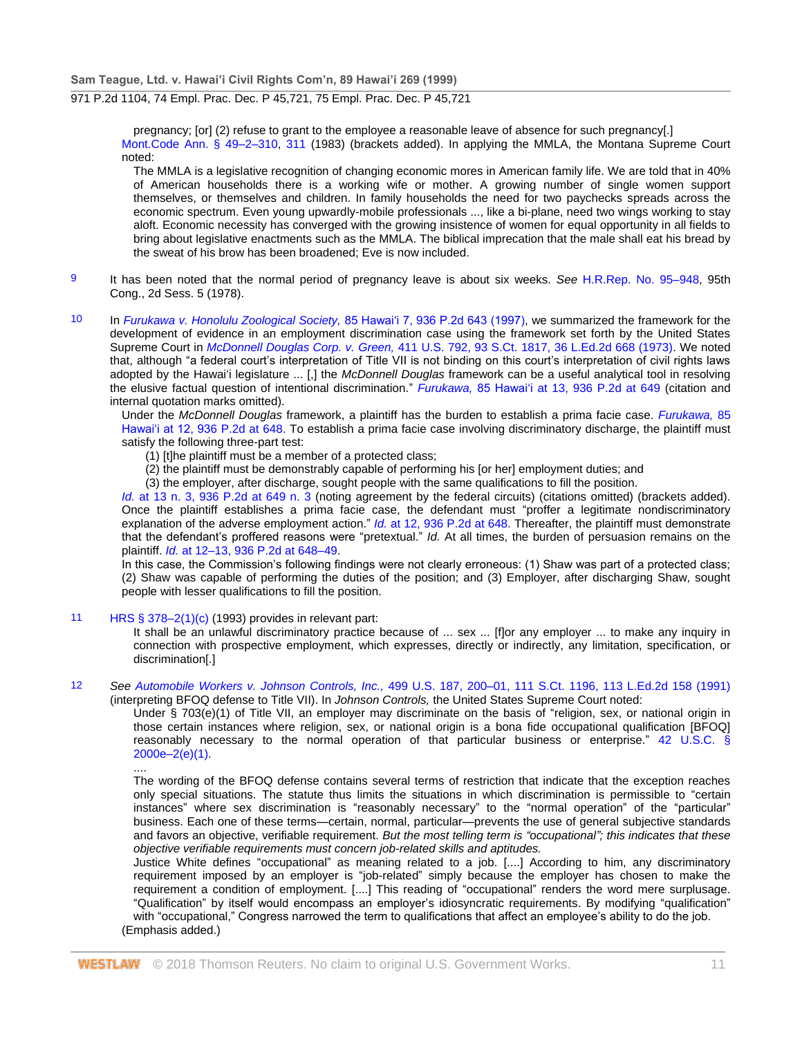pregnancy; [or] (2) refuse to grant to the employee a reasonable leave of absence for such pregnancy[.]

Mont.Code Ann. § 49–2–310, 311 (1983) (brackets added). In applying the MMLA, the Montana Supreme Court noted:

> The MMLA is a legislative recognition of changing economic mores in American family life. We are told that in 40% of American households there is a working wife or mother. A growing number of single women support themselves, or themselves and children. In family households the need for two paychecks spreads across the economic spectrum. Even young upwardly-mobile professionals ..., like a bi-plane, need two wings working to stay aloft. Economic necessity has converged with the growing insistence of women for equal opportunity in all fields to bring about legislative enactments such as the MMLA. The biblical imprecation that the male shall eat his bread by the sweat of his brow has been broadened; Eve is now included.

9 It has been noted that the normal period of pregnancy leave is about six weeks. *See* H.R.Rep. No. 95–948, 95th Cong., 2d Sess. 5 (1978).

10 In *Furukawa v. Honolulu Zoological Society,* 85 Hawai'i 7, 936 P.2d 643 (1997), we summarized the framework for the development of evidence in an employment discrimination case using the framework set forth by the United States Supreme Court in *McDonnell Douglas Corp. v. Green,* 411 U.S. 792, 93 S.Ct. 1817, 36 L.Ed.2d 668 (1973). We noted that, although "a federal court's interpretation of Title VII is not binding on this court's interpretation of civil rights laws adopted by the Hawai'i legislature ... [,] the *McDonnell Douglas* framework can be a useful analytical tool in resolving the elusive factual question of intentional discrimination." *Furukawa,* 85 Hawai'i at 13, 936 P.2d at 649 (citation and internal quotation marks omitted).

Under the *McDonnell Douglas* framework, a plaintiff has the burden to establish a prima facie case. *Furukawa,* 85 Hawai'i at 12, 936 P.2d at 648. To establish a prima facie case involving discriminatory discharge, the plaintiff must satisfy the following three-part test:

> (1) [t]he plaintiff must be a member of a protected class;
>
> (2) the plaintiff must be demonstrably capable of performing his [or her] employment duties; and
>
> (3) the employer, after discharge, sought people with the same qualifications to fill the position.

*Id.* at 13 n. 3, 936 P.2d at 649 n. 3 (noting agreement by the federal circuits) (citations omitted) (brackets added). Once the plaintiff establishes a prima facie case, the defendant must "proffer a legitimate nondiscriminatory explanation of the adverse employment action." *Id.* at 12, 936 P.2d at 648. Thereafter, the plaintiff must demonstrate that the defendant's proffered reasons were "pretextual." *Id.* At all times, the burden of persuasion remains on the plaintiff. *Id.* at 12–13, 936 P.2d at 648–49.

In this case, the Commission's following findings were not clearly erroneous: (1) Shaw was part of a protected class; (2) Shaw was capable of performing the duties of the position; and (3) Employer, after discharging Shaw, sought people with lesser qualifications to fill the position.

11 HRS § 378–2(1)(c) (1993) provides in relevant part:

> It shall be an unlawful discriminatory practice because of ... sex ... [f]or any employer ... to make any inquiry in connection with prospective employment, which expresses, directly or indirectly, any limitation, specification, or discrimination[.]

12 *See Automobile Workers v. Johnson Controls, Inc.,* 499 U.S. 187, 200–01, 111 S.Ct. 1196, 113 L.Ed.2d 158 (1991) (interpreting BFOQ defense to Title VII). In *Johnson Controls,* the United States Supreme Court noted:

> Under § 703(e)(1) of Title VII, an employer may discriminate on the basis of "religion, sex, or national origin in those certain instances where religion, sex, or national origin is a bona fide occupational qualification [BFOQ] reasonably necessary to the normal operation of that particular business or enterprise." 42 U.S.C. § 2000e–2(e)(1).
>
> ....
>
> The wording of the BFOQ defense contains several terms of restriction that indicate that the exception reaches only special situations. The statute thus limits the situations in which discrimination is permissible to "certain instances" where sex discrimination is "reasonably necessary" to the "normal operation" of the "particular" business. Each one of these terms—certain, normal, particular—prevents the use of general subjective standards and favors an objective, verifiable requirement. *But the most telling term is "occupational"; this indicates that these objective verifiable requirements must concern job-related skills and aptitudes.*
>
> Justice White defines "occupational" as meaning related to a job. [....] According to him, any discriminatory requirement imposed by an employer is "job-related" simply because the employer has chosen to make the requirement a condition of employment. [....] This reading of "occupational" renders the word mere surplusage. "Qualification" by itself would encompass an employer's idiosyncratic requirements. By modifying "qualification" with "occupational," Congress narrowed the term to qualifications that affect an employee's ability to do the job.

(Emphasis added.)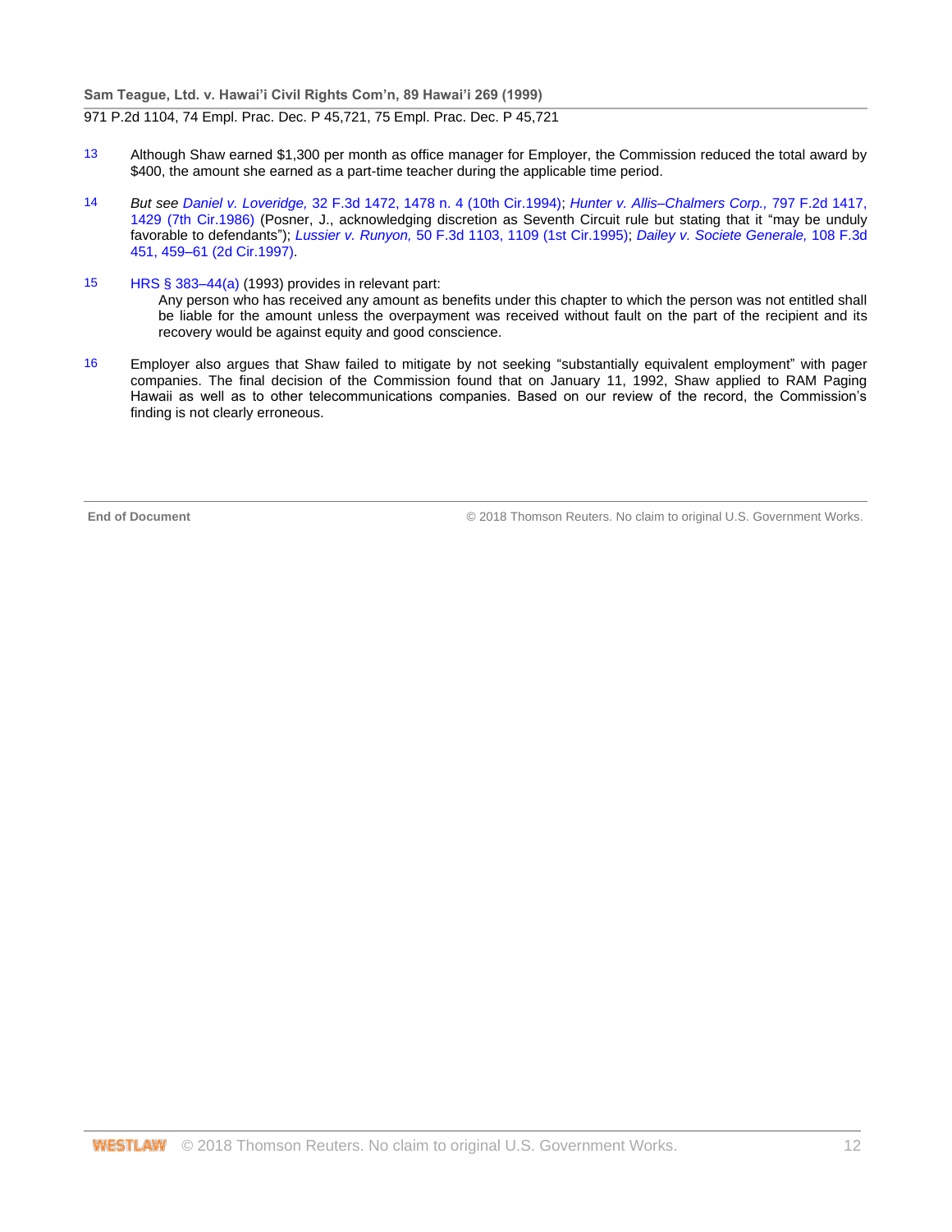13 Although Shaw earned $1,300 per month as office manager for Employer, the Commission reduced the total award by $400, the amount she earned as a part-time teacher during the applicable time period.

14 *But see* *Daniel v. Loveridge,* 32 F.3d 1472, 1478 n. 4 (10th Cir.1994); *Hunter v. Allis–Chalmers Corp.,* 797 F.2d 1417, 1429 (7th Cir.1986) (Posner, J., acknowledging discretion as Seventh Circuit rule but stating that it "may be unduly favorable to defendants"); *Lussier v. Runyon,* 50 F.3d 1103, 1109 (1st Cir.1995); *Dailey v. Societe Generale,* 108 F.3d 451, 459–61 (2d Cir.1997).

15 HRS § 383–44(a) (1993) provides in relevant part:

> Any person who has received any amount as benefits under this chapter to which the person was not entitled shall be liable for the amount unless the overpayment was received without fault on the part of the recipient and its recovery would be against equity and good conscience.

16 Employer also argues that Shaw failed to mitigate by not seeking "substantially equivalent employment" with pager companies. The final decision of the Commission found that on January 11, 1992, Shaw applied to RAM Paging Hawaii as well as to other telecommunications companies. Based on our review of the record, the Commission's finding is not clearly erroneous.

**End of Document**